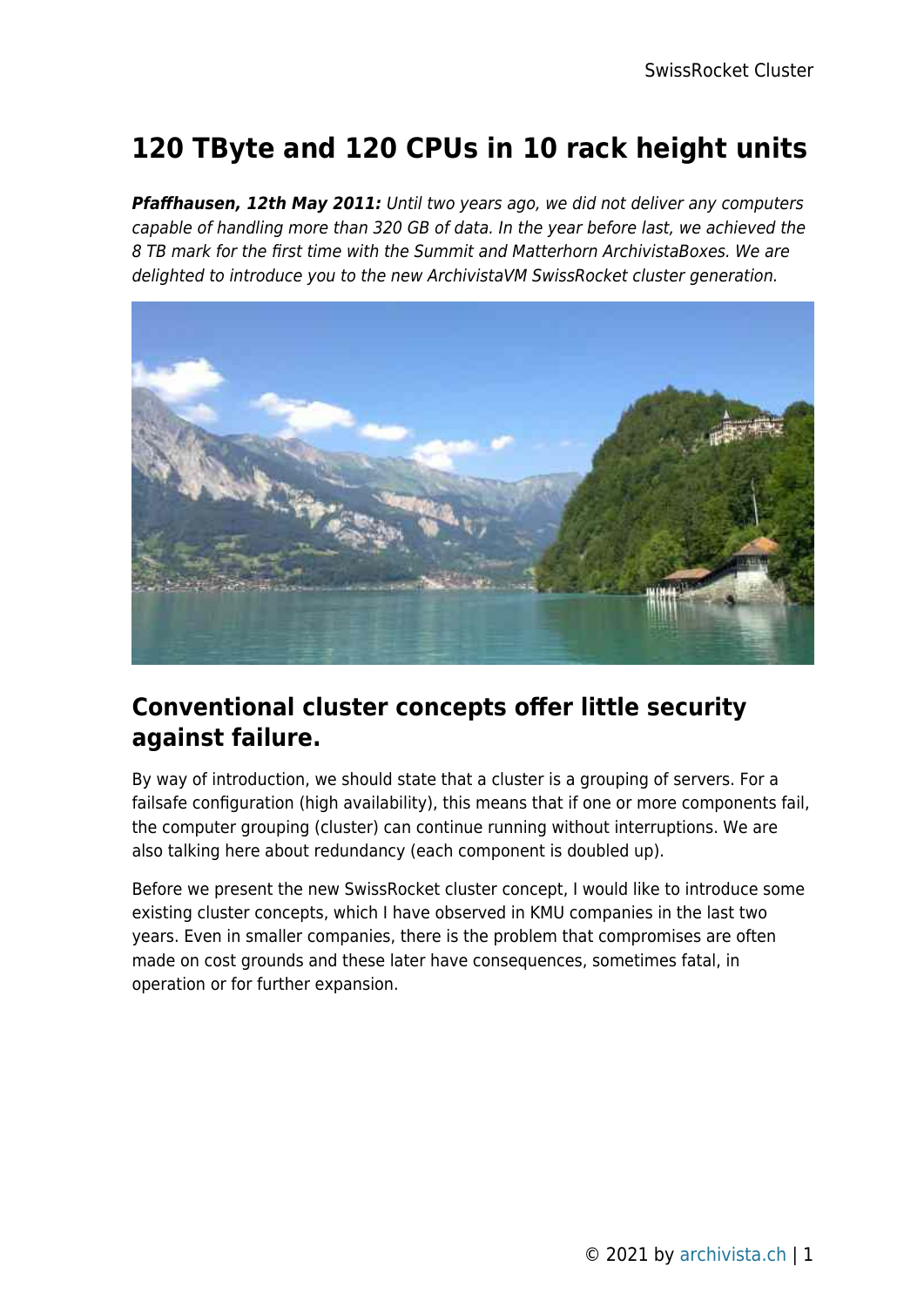# 120 TByte and 120 CPUs in 10 rack height units

***Pfaffhausen, 12th May 2011:*** *Until two years ago, we did not deliver any computers capable of handling more than 320 GB of data. In the year before last, we achieved the 8 TB mark for the first time with the Summit and Matterhorn ArchivistaBoxes. We are delighted to introduce you to the new ArchivistaVM SwissRocket cluster generation.*

## Conventional cluster concepts offer little security against failure.

By way of introduction, we should state that a cluster is a grouping of servers. For a failsafe configuration (high availability), this means that if one or more components fail, the computer grouping (cluster) can continue running without interruptions. We are also talking here about redundancy (each component is doubled up).

Before we present the new SwissRocket cluster concept, I would like to introduce some existing cluster concepts, which I have observed in KMU companies in the last two years. Even in smaller companies, there is the problem that compromises are often made on cost grounds and these later have consequences, sometimes fatal, in operation or for further expansion.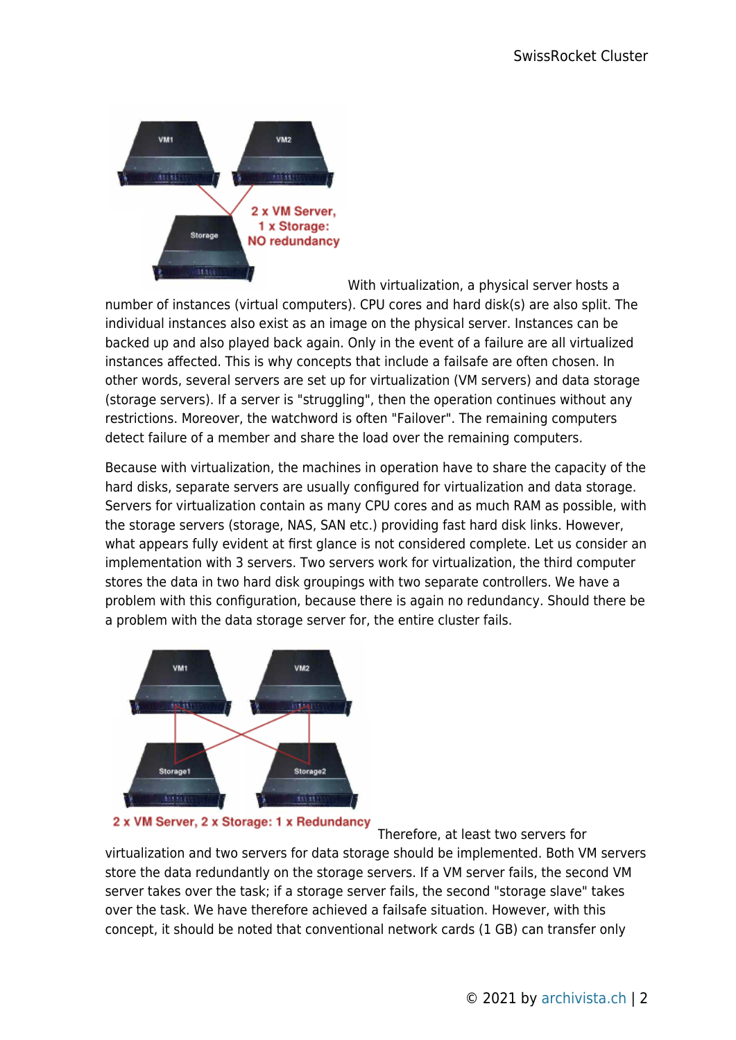With virtualization, a physical server hosts a number of instances (virtual computers). CPU cores and hard disk(s) are also split. The individual instances also exist as an image on the physical server. Instances can be backed up and also played back again. Only in the event of a failure are all virtualized instances affected. This is why concepts that include a failsafe are often chosen. In other words, several servers are set up for virtualization (VM servers) and data storage (storage servers). If a server is "struggling", then the operation continues without any restrictions. Moreover, the watchword is often "Failover". The remaining computers detect failure of a member and share the load over the remaining computers.

Because with virtualization, the machines in operation have to share the capacity of the hard disks, separate servers are usually configured for virtualization and data storage. Servers for virtualization contain as many CPU cores and as much RAM as possible, with the storage servers (storage, NAS, SAN etc.) providing fast hard disk links. However, what appears fully evident at first glance is not considered complete. Let us consider an implementation with 3 servers. Two servers work for virtualization, the third computer stores the data in two hard disk groupings with two separate controllers. We have a problem with this configuration, because there is again no redundancy. Should there be a problem with the data storage server for, the entire cluster fails.

Therefore, at least two servers for virtualization and two servers for data storage should be implemented. Both VM servers store the data redundantly on the storage servers. If a VM server fails, the second VM server takes over the task; if a storage server fails, the second "storage slave" takes over the task. We have therefore achieved a failsafe situation. However, with this concept, it should be noted that conventional network cards (1 GB) can transfer only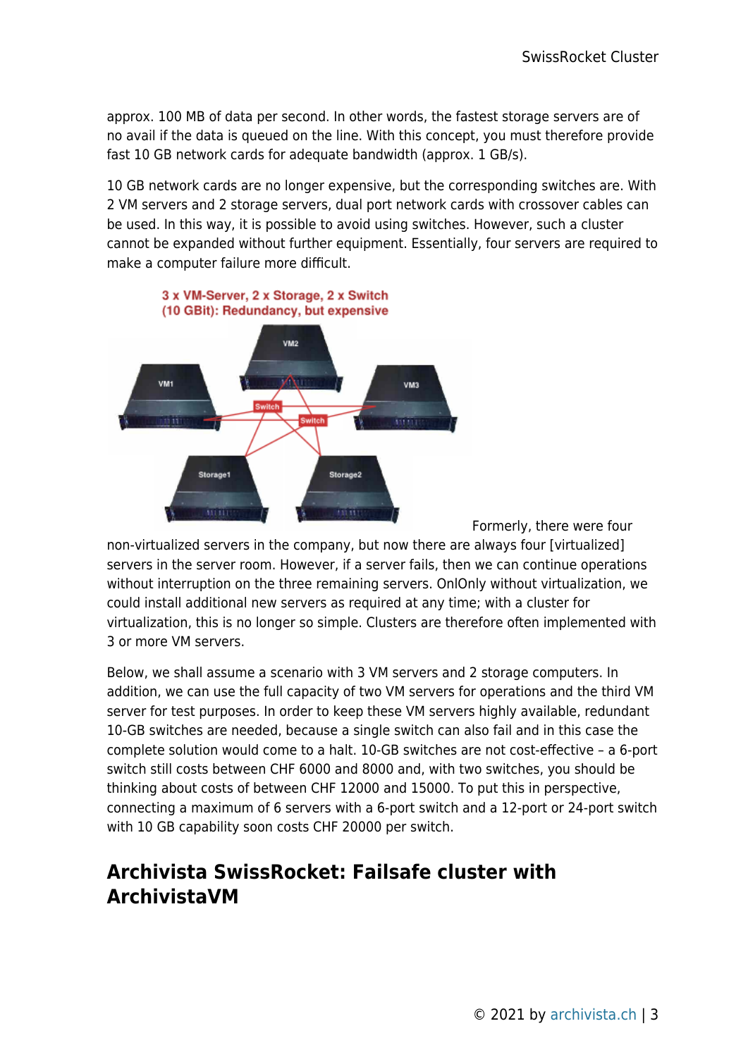approx. 100 MB of data per second. In other words, the fastest storage servers are of no avail if the data is queued on the line. With this concept, you must therefore provide fast 10 GB network cards for adequate bandwidth (approx. 1 GB/s).

10 GB network cards are no longer expensive, but the corresponding switches are. With 2 VM servers and 2 storage servers, dual port network cards with crossover cables can be used. In this way, it is possible to avoid using switches. However, such a cluster cannot be expanded without further equipment. Essentially, four servers are required to make a computer failure more difficult.

3 x VM-Server, 2 x Storage, 2 x Switch (10 GBit): Redundancy, but expensive

Formerly, there were four non-virtualized servers in the company, but now there are always four [virtualized] servers in the server room. However, if a server fails, then we can continue operations without interruption on the three remaining servers. OnlOnly without virtualization, we could install additional new servers as required at any time; with a cluster for virtualization, this is no longer so simple. Clusters are therefore often implemented with 3 or more VM servers.

Below, we shall assume a scenario with 3 VM servers and 2 storage computers. In addition, we can use the full capacity of two VM servers for operations and the third VM server for test purposes. In order to keep these VM servers highly available, redundant 10-GB switches are needed, because a single switch can also fail and in this case the complete solution would come to a halt. 10-GB switches are not cost-effective – a 6-port switch still costs between CHF 6000 and 8000 and, with two switches, you should be thinking about costs of between CHF 12000 and 15000. To put this in perspective, connecting a maximum of 6 servers with a 6-port switch and a 12-port or 24-port switch with 10 GB capability soon costs CHF 20000 per switch.

## Archivista SwissRocket: Failsafe cluster with ArchivistaVM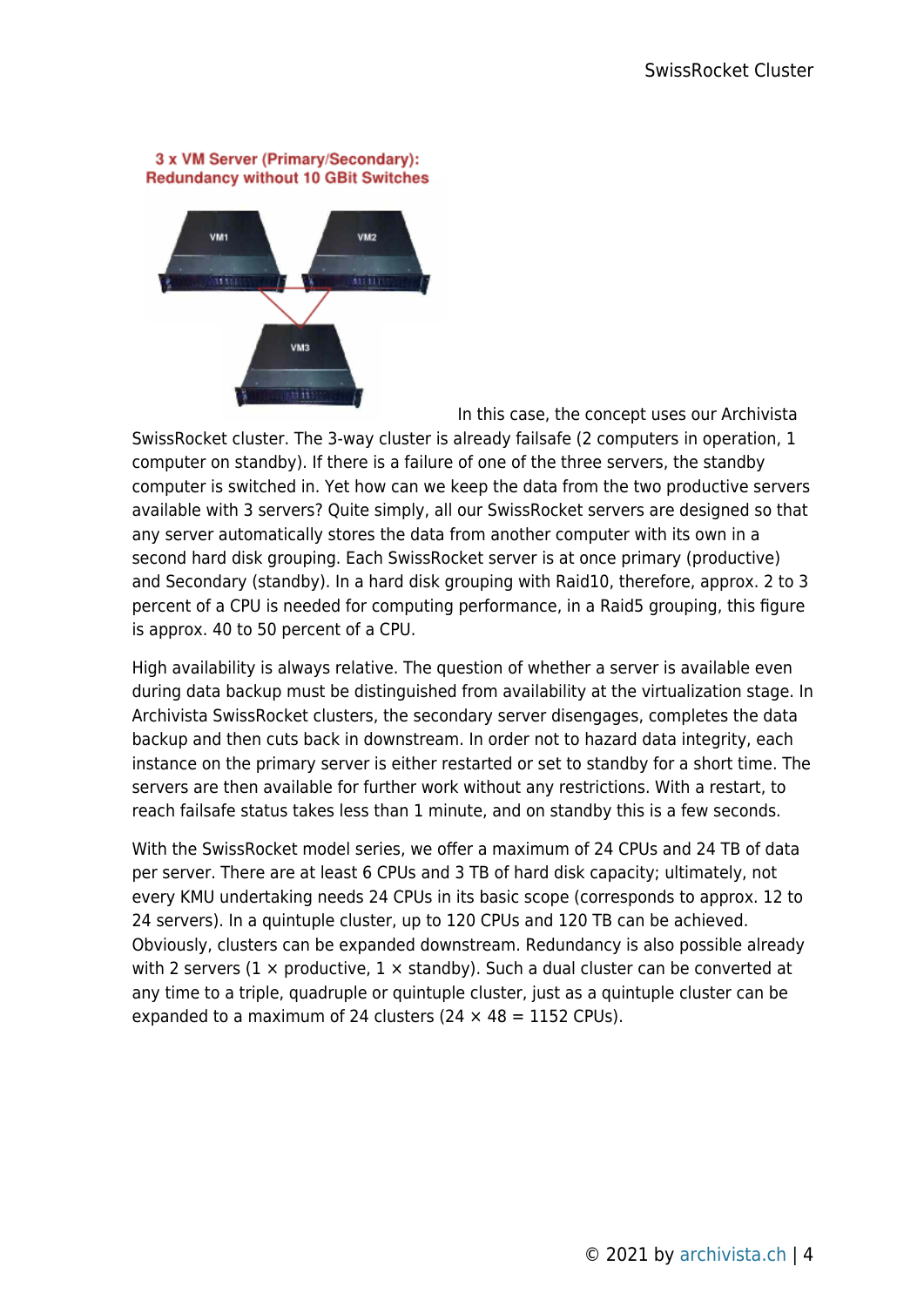3 x VM Server (Primary/Secondary): Redundancy without 10 GBit Switches

In this case, the concept uses our Archivista SwissRocket cluster. The 3-way cluster is already failsafe (2 computers in operation, 1 computer on standby). If there is a failure of one of the three servers, the standby computer is switched in. Yet how can we keep the data from the two productive servers available with 3 servers? Quite simply, all our SwissRocket servers are designed so that any server automatically stores the data from another computer with its own in a second hard disk grouping. Each SwissRocket server is at once primary (productive) and Secondary (standby). In a hard disk grouping with Raid10, therefore, approx. 2 to 3 percent of a CPU is needed for computing performance, in a Raid5 grouping, this figure is approx. 40 to 50 percent of a CPU.

High availability is always relative. The question of whether a server is available even during data backup must be distinguished from availability at the virtualization stage. In Archivista SwissRocket clusters, the secondary server disengages, completes the data backup and then cuts back in downstream. In order not to hazard data integrity, each instance on the primary server is either restarted or set to standby for a short time. The servers are then available for further work without any restrictions. With a restart, to reach failsafe status takes less than 1 minute, and on standby this is a few seconds.

With the SwissRocket model series, we offer a maximum of 24 CPUs and 24 TB of data per server. There are at least 6 CPUs and 3 TB of hard disk capacity; ultimately, not every KMU undertaking needs 24 CPUs in its basic scope (corresponds to approx. 12 to 24 servers). In a quintuple cluster, up to 120 CPUs and 120 TB can be achieved. Obviously, clusters can be expanded downstream. Redundancy is also possible already with 2 servers (1 × productive, 1 × standby). Such a dual cluster can be converted at any time to a triple, quadruple or quintuple cluster, just as a quintuple cluster can be expanded to a maximum of 24 clusters (24 × 48 = 1152 CPUs).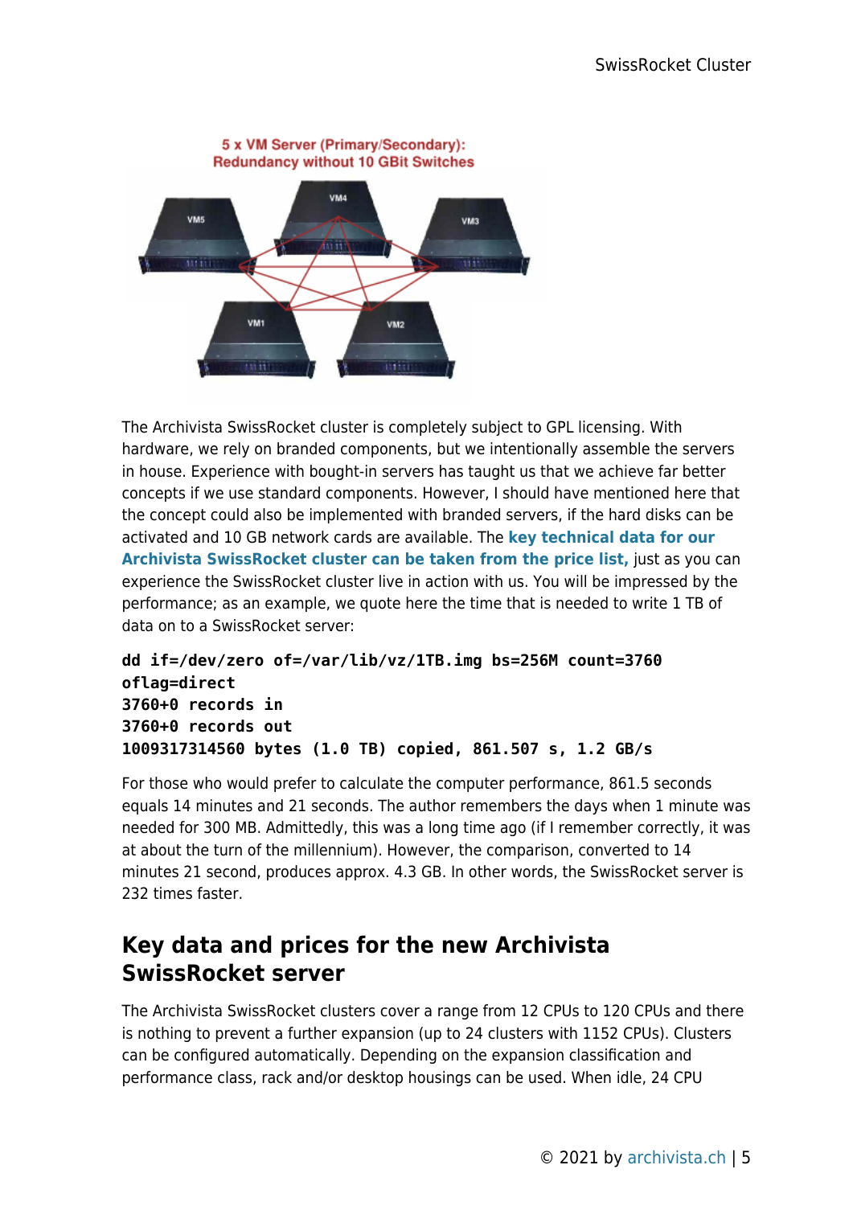The Archivista SwissRocket cluster is completely subject to GPL licensing. With hardware, we rely on branded components, but we intentionally assemble the servers in house. Experience with bought-in servers has taught us that we achieve far better concepts if we use standard components. However, I should have mentioned here that the concept could also be implemented with branded servers, if the hard disks can be activated and 10 GB network cards are available. The **key technical data for our Archivista SwissRocket cluster can be taken from the price list,** just as you can experience the SwissRocket cluster live in action with us. You will be impressed by the performance; as an example, we quote here the time that is needed to write 1 TB of data on to a SwissRocket server:

```
dd if=/dev/zero of=/var/lib/vz/1TB.img bs=256M count=3760
oflag=direct
3760+0 records in
3760+0 records out
1009317314560 bytes (1.0 TB) copied, 861.507 s, 1.2 GB/s
```

For those who would prefer to calculate the computer performance, 861.5 seconds equals 14 minutes and 21 seconds. The author remembers the days when 1 minute was needed for 300 MB. Admittedly, this was a long time ago (if I remember correctly, it was at about the turn of the millennium). However, the comparison, converted to 14 minutes 21 second, produces approx. 4.3 GB. In other words, the SwissRocket server is 232 times faster.

## Key data and prices for the new Archivista SwissRocket server

The Archivista SwissRocket clusters cover a range from 12 CPUs to 120 CPUs and there is nothing to prevent a further expansion (up to 24 clusters with 1152 CPUs). Clusters can be configured automatically. Depending on the expansion classification and performance class, rack and/or desktop housings can be used. When idle, 24 CPU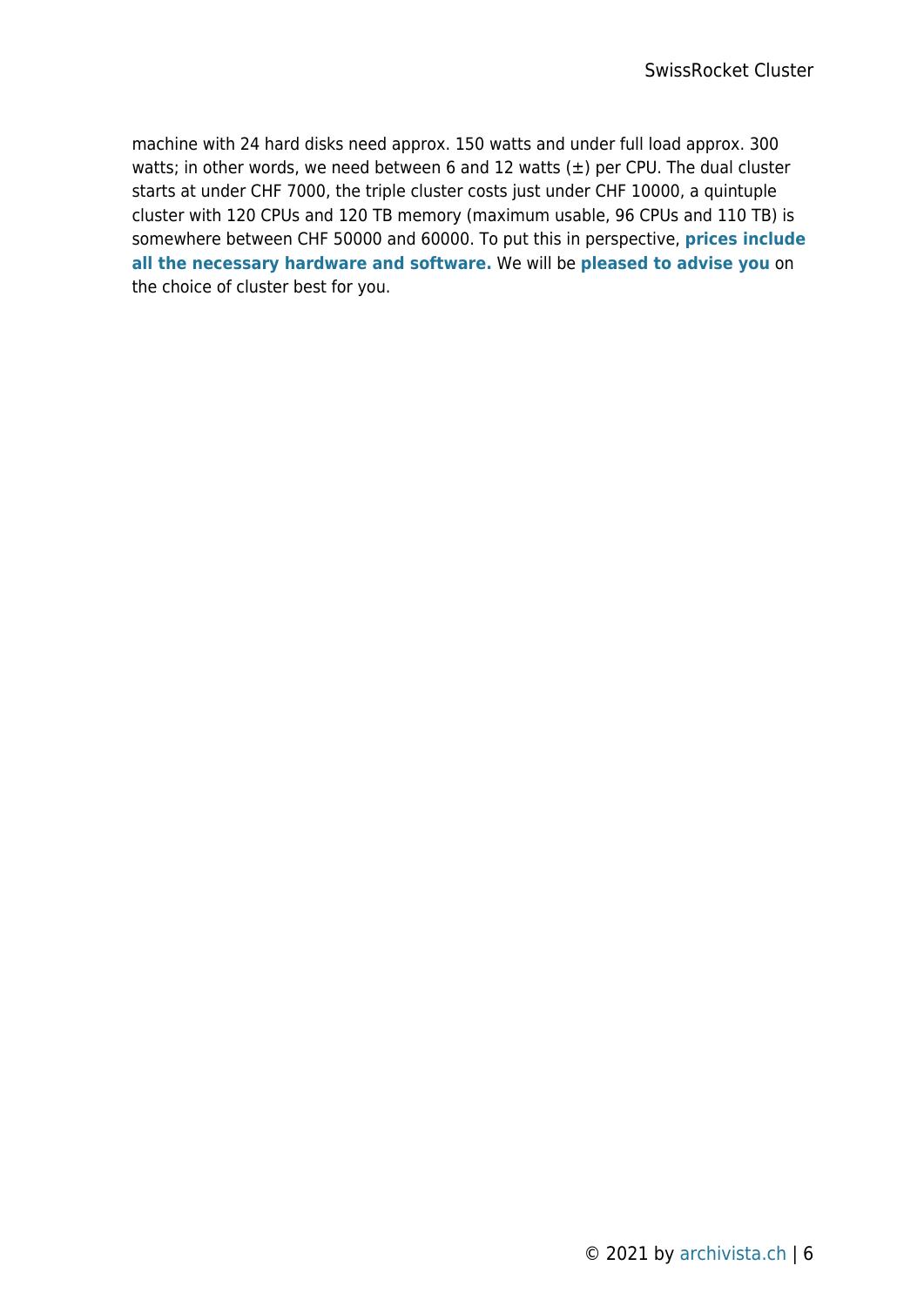machine with 24 hard disks need approx. 150 watts and under full load approx. 300 watts; in other words, we need between 6 and 12 watts (±) per CPU. The dual cluster starts at under CHF 7000, the triple cluster costs just under CHF 10000, a quintuple cluster with 120 CPUs and 120 TB memory (maximum usable, 96 CPUs and 110 TB) is somewhere between CHF 50000 and 60000. To put this in perspective, **prices include all the necessary hardware and software.** We will be **pleased to advise you** on the choice of cluster best for you.